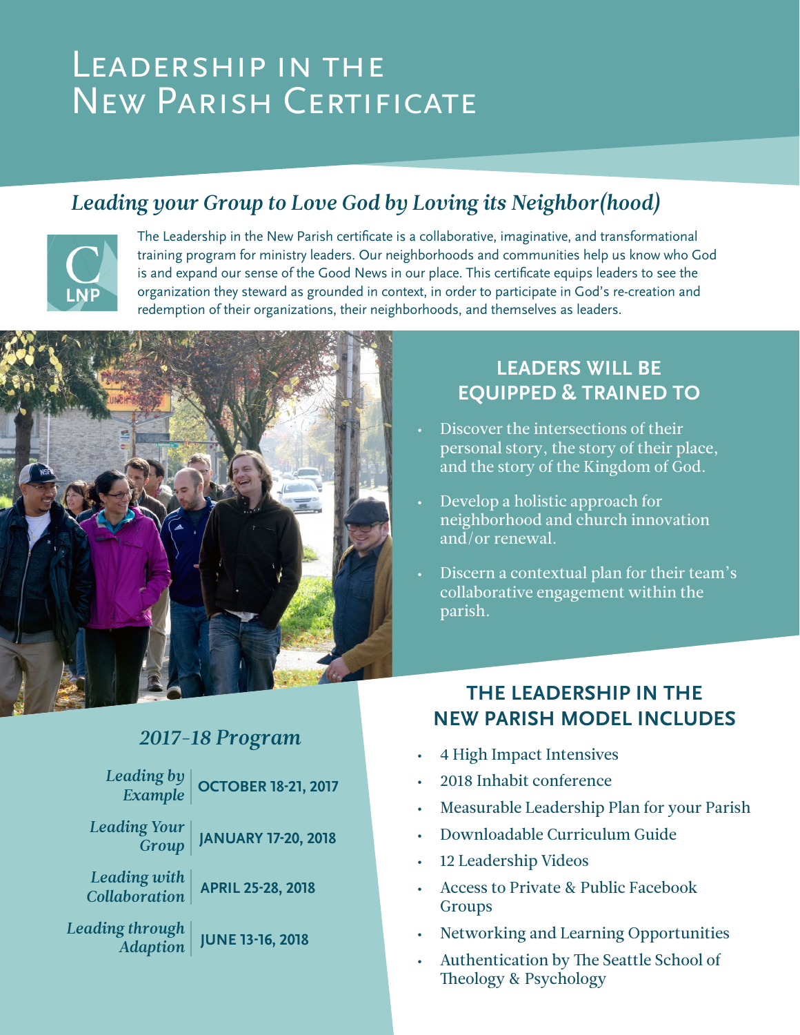# Leadership in the New Parish Certificate

## *Leading your Group to Love God by Loving its Neighbor(hood)*

The Leadership in the New Parish certificate is a collaborative, imaginative, and transformational training program for ministry leaders. Our neighborhoods and communities help us know who God is and expand our sense of the Good News in our place. This certificate equips leaders to see the organization they steward as grounded in context, in order to participate in God's re-creation and redemption of their organizations, their neighborhoods, and themselves as leaders.

## LEADERS WILL BE EQUIPPED & TRAINED TO

- Discover the intersections of their personal story, the story of their place, and the story of the Kingdom of God.
- Develop a holistic approach for neighborhood and church innovation and/or renewal.
- Discern a contextual plan for their team's collaborative engagement within the parish.

## *2017-18 Program*

| | |
|---|---|
| *Leading by Example* | **OCTOBER 18-21, 2017** |
| *Leading Your Group* | **JANUARY 17-20, 2018** |
| *Leading with Collaboration* | **APRIL 25-28, 2018** |
| *Leading through Adaption* | **JUNE 13-16, 2018** |

## THE LEADERSHIP IN THE NEW PARISH MODEL INCLUDES

- 4 High Impact Intensives
- 2018 Inhabit conference
- Measurable Leadership Plan for your Parish
- Downloadable Curriculum Guide
- 12 Leadership Videos
- Access to Private & Public Facebook Groups
- Networking and Learning Opportunities
- Authentication by The Seattle School of Theology & Psychology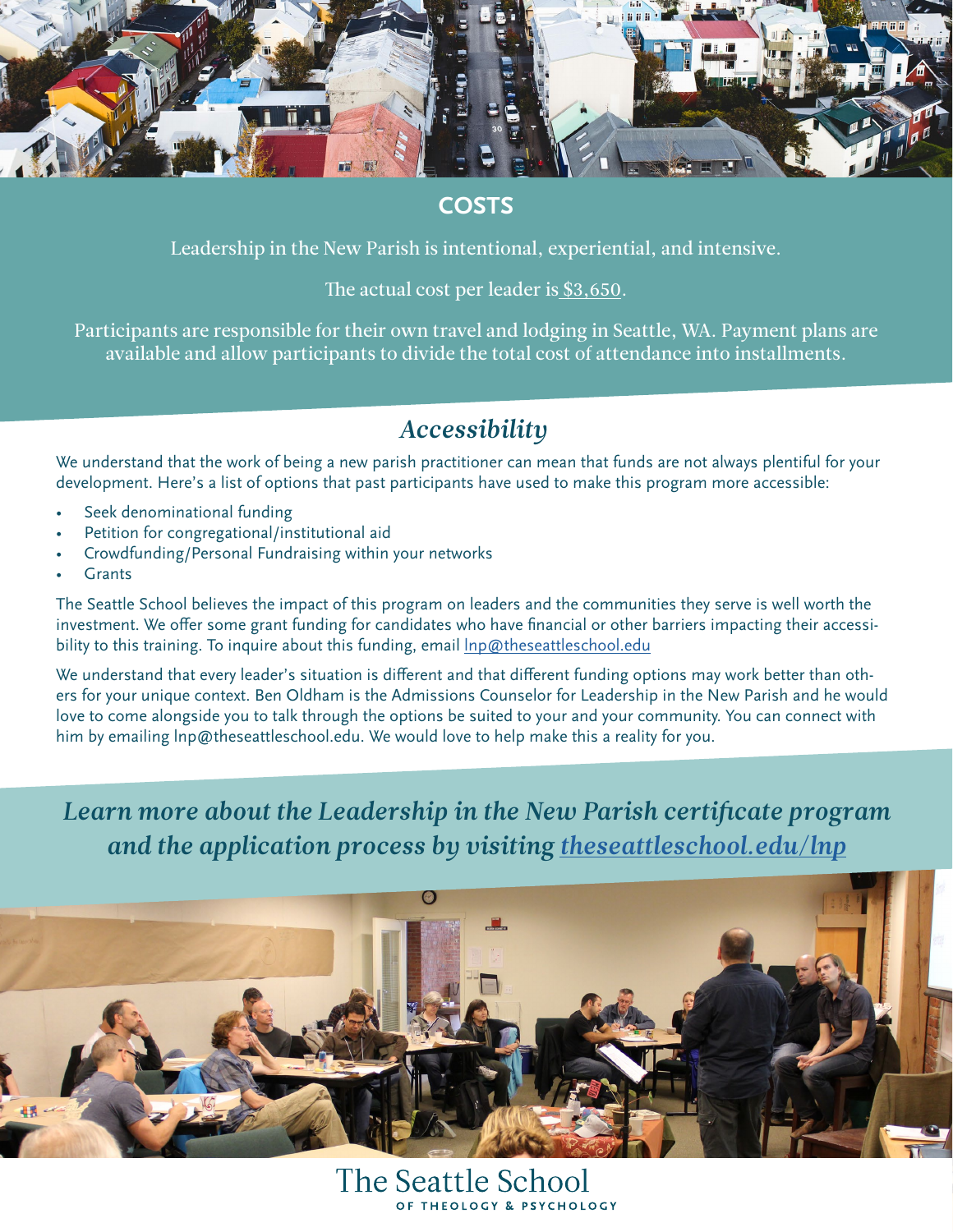## COSTS

Leadership in the New Parish is intentional, experiential, and intensive.

The actual cost per leader is $3,650.

Participants are responsible for their own travel and lodging in Seattle, WA. Payment plans are available and allow participants to divide the total cost of attendance into installments.

## *Accessibility*

We understand that the work of being a new parish practitioner can mean that funds are not always plentiful for your development. Here's a list of options that past participants have used to make this program more accessible:

- Seek denominational funding
- Petition for congregational/institutional aid
- Crowdfunding/Personal Fundraising within your networks
- Grants

The Seattle School believes the impact of this program on leaders and the communities they serve is well worth the investment. We offer some grant funding for candidates who have financial or other barriers impacting their accessibility to this training. To inquire about this funding, email lnp@theseattleschool.edu

We understand that every leader's situation is different and that different funding options may work better than others for your unique context. Ben Oldham is the Admissions Counselor for Leadership in the New Parish and he would love to come alongside you to talk through the options be suited to your and your community. You can connect with him by emailing lnp@theseattleschool.edu. We would love to help make this a reality for you.

***Learn more about the Leadership in the New Parish certificate program and the application process by visiting theseattleschool.edu/lnp***

The Seattle School
OF THEOLOGY & PSYCHOLOGY